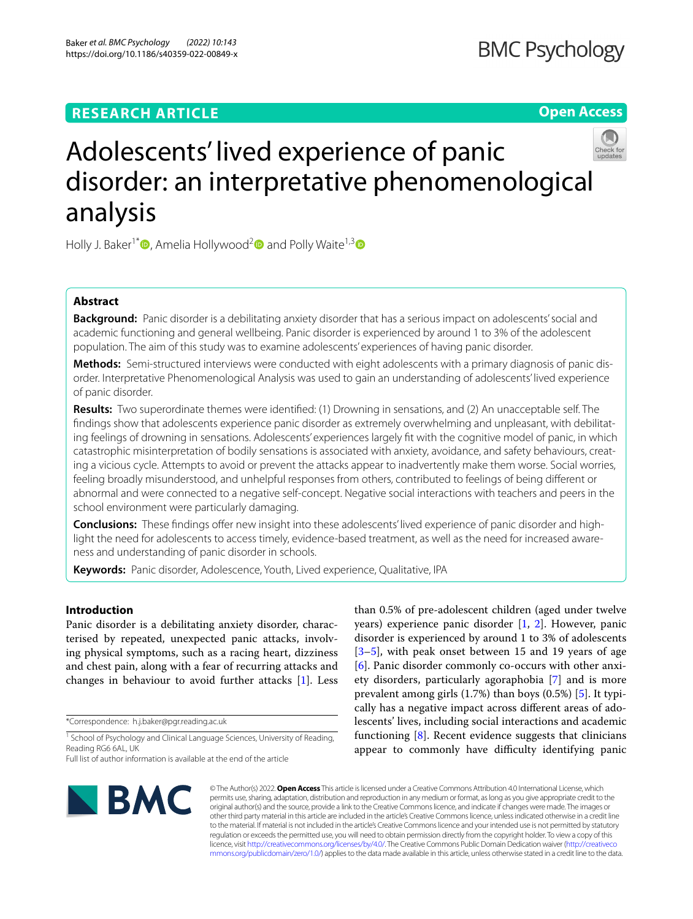RESEARCH ARTICLE

Open Access

# Adolescents' lived experience of panic disorder: an interpretative phenomenological analysis

Holly J. Baker[1*], Amelia Hollywood[2] and Polly Waite[1,3]

## Abstract

**Background:** Panic disorder is a debilitating anxiety disorder that has a serious impact on adolescents' social and academic functioning and general wellbeing. Panic disorder is experienced by around 1 to 3% of the adolescent population. The aim of this study was to examine adolescents' experiences of having panic disorder.

**Methods:** Semi-structured interviews were conducted with eight adolescents with a primary diagnosis of panic disorder. Interpretative Phenomenological Analysis was used to gain an understanding of adolescents' lived experience of panic disorder.

**Results:** Two superordinate themes were identified: (1) Drowning in sensations, and (2) An unacceptable self. The findings show that adolescents experience panic disorder as extremely overwhelming and unpleasant, with debilitating feelings of drowning in sensations. Adolescents' experiences largely fit with the cognitive model of panic, in which catastrophic misinterpretation of bodily sensations is associated with anxiety, avoidance, and safety behaviours, creating a vicious cycle. Attempts to avoid or prevent the attacks appear to inadvertently make them worse. Social worries, feeling broadly misunderstood, and unhelpful responses from others, contributed to feelings of being different or abnormal and were connected to a negative self-concept. Negative social interactions with teachers and peers in the school environment were particularly damaging.

**Conclusions:** These findings offer new insight into these adolescents' lived experience of panic disorder and highlight the need for adolescents to access timely, evidence-based treatment, as well as the need for increased awareness and understanding of panic disorder in schools.

**Keywords:** Panic disorder, Adolescence, Youth, Lived experience, Qualitative, IPA

## Introduction

Panic disorder is a debilitating anxiety disorder, characterised by repeated, unexpected panic attacks, involving physical symptoms, such as a racing heart, dizziness and chest pain, along with a fear of recurring attacks and changes in behaviour to avoid further attacks [1]. Less than 0.5% of pre-adolescent children (aged under twelve years) experience panic disorder [1, 2]. However, panic disorder is experienced by around 1 to 3% of adolescents [3–5], with peak onset between 15 and 19 years of age [6]. Panic disorder commonly co-occurs with other anxiety disorders, particularly agoraphobia [7] and is more prevalent among girls (1.7%) than boys (0.5%) [5]. It typically has a negative impact across different areas of adolescents' lives, including social interactions and academic functioning [8]. Recent evidence suggests that clinicians appear to commonly have difficulty identifying panic

*Correspondence: h.j.baker@pgr.reading.ac.uk

[1] School of Psychology and Clinical Language Sciences, University of Reading, Reading RG6 6AL, UK

Full list of author information is available at the end of the article

© The Author(s) 2022. **Open Access** This article is licensed under a Creative Commons Attribution 4.0 International License, which permits use, sharing, adaptation, distribution and reproduction in any medium or format, as long as you give appropriate credit to the original author(s) and the source, provide a link to the Creative Commons licence, and indicate if changes were made. The images or other third party material in this article are included in the article's Creative Commons licence, unless indicated otherwise in a credit line to the material. If material is not included in the article's Creative Commons licence and your intended use is not permitted by statutory regulation or exceeds the permitted use, you will need to obtain permission directly from the copyright holder. To view a copy of this licence, visit http://creativecommons.org/licenses/by/4.0/. The Creative Commons Public Domain Dedication waiver (http://creativecommons.org/publicdomain/zero/1.0/) applies to the data made available in this article, unless otherwise stated in a credit line to the data.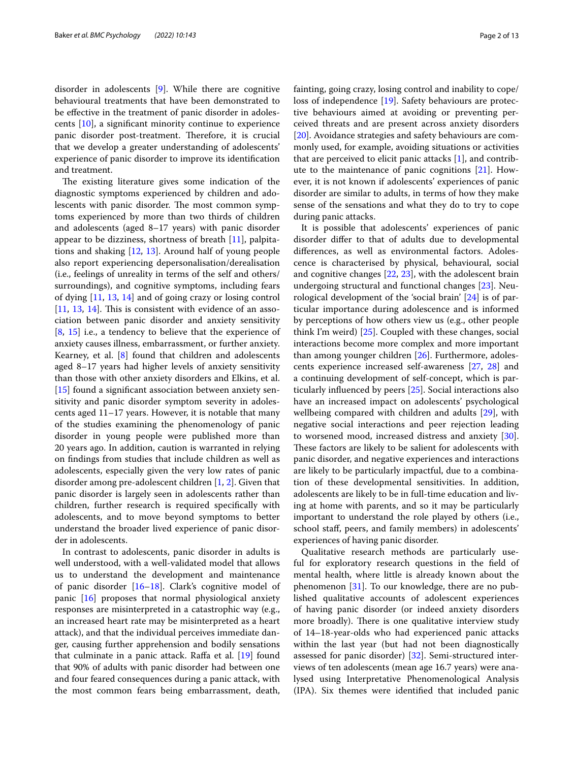disorder in adolescents [9]. While there are cognitive behavioural treatments that have been demonstrated to be effective in the treatment of panic disorder in adolescents [10], a significant minority continue to experience panic disorder post-treatment. Therefore, it is crucial that we develop a greater understanding of adolescents' experience of panic disorder to improve its identification and treatment.

The existing literature gives some indication of the diagnostic symptoms experienced by children and adolescents with panic disorder. The most common symptoms experienced by more than two thirds of children and adolescents (aged 8–17 years) with panic disorder appear to be dizziness, shortness of breath [11], palpitations and shaking [12, 13]. Around half of young people also report experiencing depersonalisation/derealisation (i.e., feelings of unreality in terms of the self and others/surroundings), and cognitive symptoms, including fears of dying [11, 13, 14] and of going crazy or losing control [11, 13, 14]. This is consistent with evidence of an association between panic disorder and anxiety sensitivity [8, 15] i.e., a tendency to believe that the experience of anxiety causes illness, embarrassment, or further anxiety. Kearney, et al. [8] found that children and adolescents aged 8–17 years had higher levels of anxiety sensitivity than those with other anxiety disorders and Elkins, et al. [15] found a significant association between anxiety sensitivity and panic disorder symptom severity in adolescents aged 11–17 years. However, it is notable that many of the studies examining the phenomenology of panic disorder in young people were published more than 20 years ago. In addition, caution is warranted in relying on findings from studies that include children as well as adolescents, especially given the very low rates of panic disorder among pre-adolescent children [1, 2]. Given that panic disorder is largely seen in adolescents rather than children, further research is required specifically with adolescents, and to move beyond symptoms to better understand the broader lived experience of panic disorder in adolescents.

In contrast to adolescents, panic disorder in adults is well understood, with a well-validated model that allows us to understand the development and maintenance of panic disorder [16–18]. Clark's cognitive model of panic [16] proposes that normal physiological anxiety responses are misinterpreted in a catastrophic way (e.g., an increased heart rate may be misinterpreted as a heart attack), and that the individual perceives immediate danger, causing further apprehension and bodily sensations that culminate in a panic attack. Raffa et al. [19] found that 90% of adults with panic disorder had between one and four feared consequences during a panic attack, with the most common fears being embarrassment, death, fainting, going crazy, losing control and inability to cope/loss of independence [19]. Safety behaviours are protective behaviours aimed at avoiding or preventing perceived threats and are present across anxiety disorders [20]. Avoidance strategies and safety behaviours are commonly used, for example, avoiding situations or activities that are perceived to elicit panic attacks [1], and contribute to the maintenance of panic cognitions [21]. However, it is not known if adolescents' experiences of panic disorder are similar to adults, in terms of how they make sense of the sensations and what they do to try to cope during panic attacks.

It is possible that adolescents' experiences of panic disorder differ to that of adults due to developmental differences, as well as environmental factors. Adolescence is characterised by physical, behavioural, social and cognitive changes [22, 23], with the adolescent brain undergoing structural and functional changes [23]. Neurological development of the 'social brain' [24] is of particular importance during adolescence and is informed by perceptions of how others view us (e.g., other people think I'm weird) [25]. Coupled with these changes, social interactions become more complex and more important than among younger children [26]. Furthermore, adolescents experience increased self-awareness [27, 28] and a continuing development of self-concept, which is particularly influenced by peers [25]. Social interactions also have an increased impact on adolescents' psychological wellbeing compared with children and adults [29], with negative social interactions and peer rejection leading to worsened mood, increased distress and anxiety [30]. These factors are likely to be salient for adolescents with panic disorder, and negative experiences and interactions are likely to be particularly impactful, due to a combination of these developmental sensitivities. In addition, adolescents are likely to be in full-time education and living at home with parents, and so it may be particularly important to understand the role played by others (i.e., school staff, peers, and family members) in adolescents' experiences of having panic disorder.

Qualitative research methods are particularly useful for exploratory research questions in the field of mental health, where little is already known about the phenomenon [31]. To our knowledge, there are no published qualitative accounts of adolescent experiences of having panic disorder (or indeed anxiety disorders more broadly). There is one qualitative interview study of 14–18-year-olds who had experienced panic attacks within the last year (but had not been diagnostically assessed for panic disorder) [32]. Semi-structured interviews of ten adolescents (mean age 16.7 years) were analysed using Interpretative Phenomenological Analysis (IPA). Six themes were identified that included panic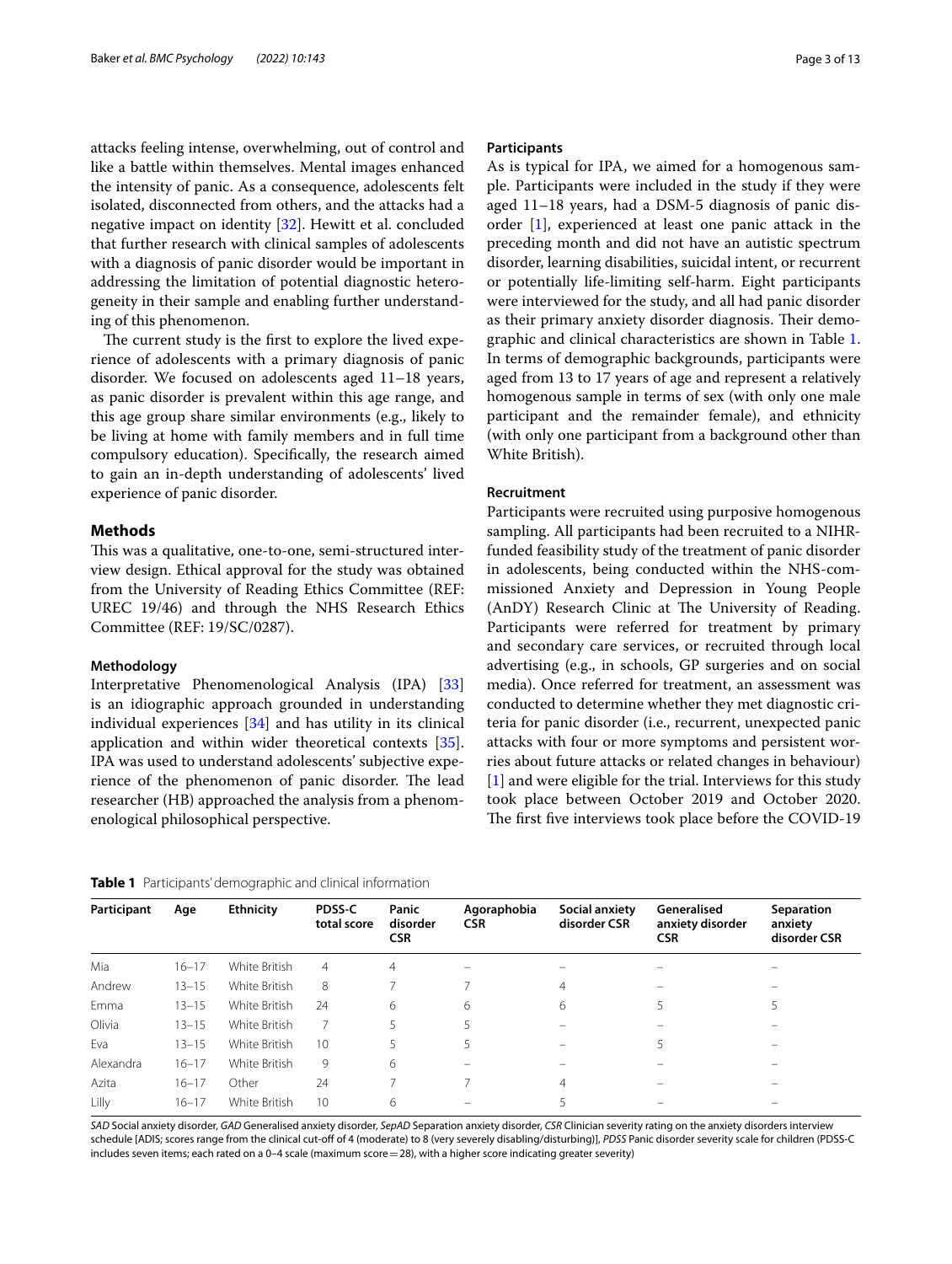attacks feeling intense, overwhelming, out of control and like a battle within themselves. Mental images enhanced the intensity of panic. As a consequence, adolescents felt isolated, disconnected from others, and the attacks had a negative impact on identity [32]. Hewitt et al. concluded that further research with clinical samples of adolescents with a diagnosis of panic disorder would be important in addressing the limitation of potential diagnostic heterogeneity in their sample and enabling further understanding of this phenomenon.

The current study is the first to explore the lived experience of adolescents with a primary diagnosis of panic disorder. We focused on adolescents aged 11–18 years, as panic disorder is prevalent within this age range, and this age group share similar environments (e.g., likely to be living at home with family members and in full time compulsory education). Specifically, the research aimed to gain an in-depth understanding of adolescents' lived experience of panic disorder.

## Methods

This was a qualitative, one-to-one, semi-structured interview design. Ethical approval for the study was obtained from the University of Reading Ethics Committee (REF: UREC 19/46) and through the NHS Research Ethics Committee (REF: 19/SC/0287).

### Methodology

Interpretative Phenomenological Analysis (IPA) [33] is an idiographic approach grounded in understanding individual experiences [34] and has utility in its clinical application and within wider theoretical contexts [35]. IPA was used to understand adolescents' subjective experience of the phenomenon of panic disorder. The lead researcher (HB) approached the analysis from a phenomenological philosophical perspective.

### Participants

As is typical for IPA, we aimed for a homogenous sample. Participants were included in the study if they were aged 11–18 years, had a DSM-5 diagnosis of panic disorder [1], experienced at least one panic attack in the preceding month and did not have an autistic spectrum disorder, learning disabilities, suicidal intent, or recurrent or potentially life-limiting self-harm. Eight participants were interviewed for the study, and all had panic disorder as their primary anxiety disorder diagnosis. Their demographic and clinical characteristics are shown in Table 1. In terms of demographic backgrounds, participants were aged from 13 to 17 years of age and represent a relatively homogenous sample in terms of sex (with only one male participant and the remainder female), and ethnicity (with only one participant from a background other than White British).

### Recruitment

Participants were recruited using purposive homogenous sampling. All participants had been recruited to a NIHR-funded feasibility study of the treatment of panic disorder in adolescents, being conducted within the NHS-commissioned Anxiety and Depression in Young People (AnDY) Research Clinic at The University of Reading. Participants were referred for treatment by primary and secondary care services, or recruited through local advertising (e.g., in schools, GP surgeries and on social media). Once referred for treatment, an assessment was conducted to determine whether they met diagnostic criteria for panic disorder (i.e., recurrent, unexpected panic attacks with four or more symptoms and persistent worries about future attacks or related changes in behaviour) [1] and were eligible for the trial. Interviews for this study took place between October 2019 and October 2020. The first five interviews took place before the COVID-19

**Table 1** Participants' demographic and clinical information

| Participant | Age | Ethnicity | PDSS-C total score | Panic disorder CSR | Agoraphobia CSR | Social anxiety disorder CSR | Generalised anxiety disorder CSR | Separation anxiety disorder CSR |
|---|---|---|---|---|---|---|---|---|
| Mia | 16–17 | White British | 4 | 4 | – | – | – | – |
| Andrew | 13–15 | White British | 8 | 7 | 7 | 4 | – | – |
| Emma | 13–15 | White British | 24 | 6 | 6 | 6 | 5 | 5 |
| Olivia | 13–15 | White British | 7 | 5 | 5 | – | – | – |
| Eva | 13–15 | White British | 10 | 5 | 5 | – | 5 | – |
| Alexandra | 16–17 | White British | 9 | 6 | – | – | – | – |
| Azita | 16–17 | Other | 24 | 7 | 7 | 4 | – | – |
| Lilly | 16–17 | White British | 10 | 6 | – | 5 | – | – |

*SAD* Social anxiety disorder, *GAD* Generalised anxiety disorder, *SepAD* Separation anxiety disorder, *CSR* Clinician severity rating on the anxiety disorders interview schedule [ADIS; scores range from the clinical cut-off of 4 (moderate) to 8 (very severely disabling/disturbing)], *PDSS* Panic disorder severity scale for children (PDSS-C includes seven items; each rated on a 0–4 scale (maximum score = 28), with a higher score indicating greater severity)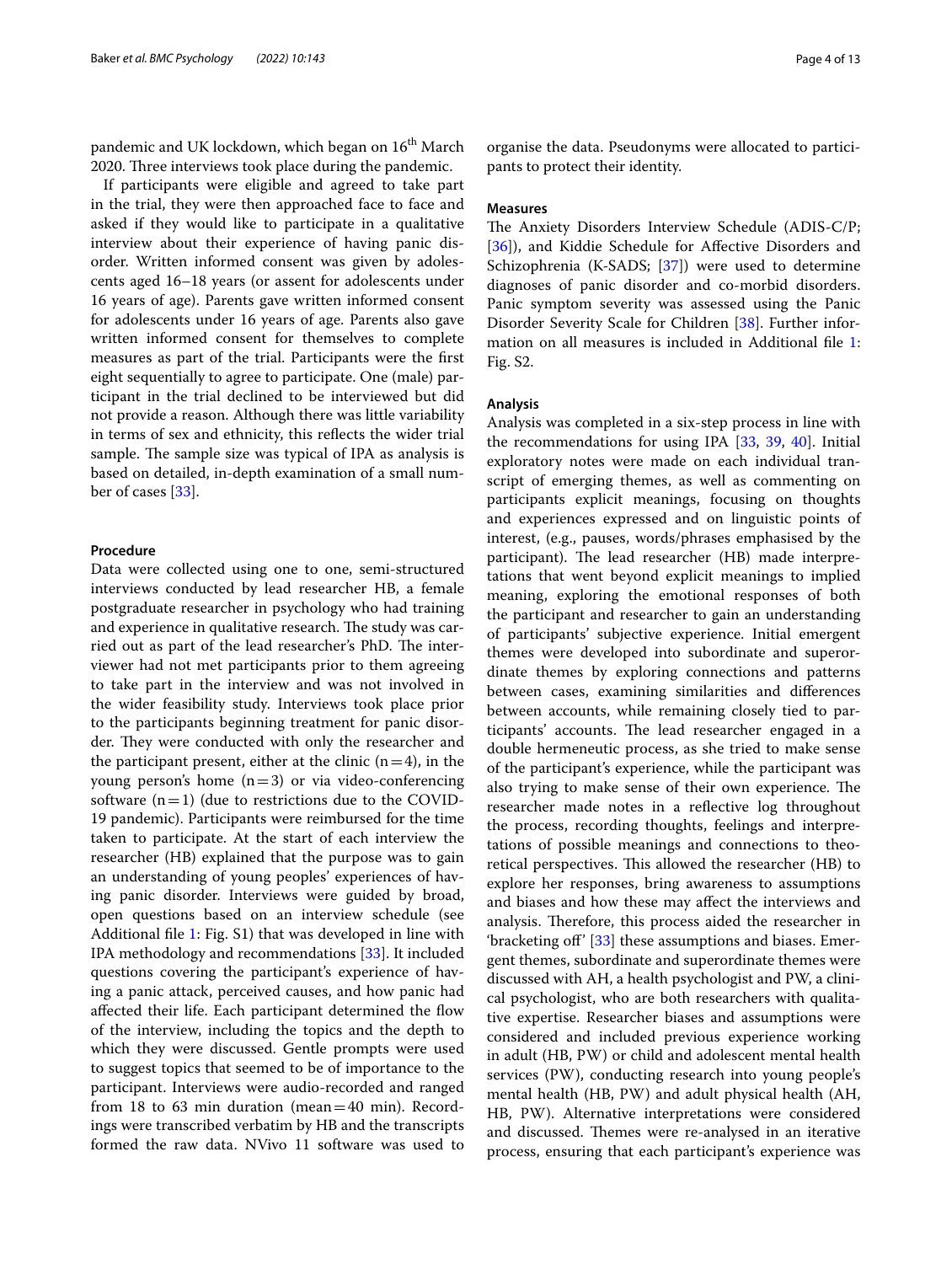pandemic and UK lockdown, which began on 16th March 2020. Three interviews took place during the pandemic.

If participants were eligible and agreed to take part in the trial, they were then approached face to face and asked if they would like to participate in a qualitative interview about their experience of having panic disorder. Written informed consent was given by adolescents aged 16–18 years (or assent for adolescents under 16 years of age). Parents gave written informed consent for adolescents under 16 years of age. Parents also gave written informed consent for themselves to complete measures as part of the trial. Participants were the first eight sequentially to agree to participate. One (male) participant in the trial declined to be interviewed but did not provide a reason. Although there was little variability in terms of sex and ethnicity, this reflects the wider trial sample. The sample size was typical of IPA as analysis is based on detailed, in-depth examination of a small number of cases [33].

### Procedure

Data were collected using one to one, semi-structured interviews conducted by lead researcher HB, a female postgraduate researcher in psychology who had training and experience in qualitative research. The study was carried out as part of the lead researcher's PhD. The interviewer had not met participants prior to them agreeing to take part in the interview and was not involved in the wider feasibility study. Interviews took place prior to the participants beginning treatment for panic disorder. They were conducted with only the researcher and the participant present, either at the clinic (n = 4), in the young person's home (n = 3) or via video-conferencing software (n = 1) (due to restrictions due to the COVID-19 pandemic). Participants were reimbursed for the time taken to participate. At the start of each interview the researcher (HB) explained that the purpose was to gain an understanding of young peoples' experiences of having panic disorder. Interviews were guided by broad, open questions based on an interview schedule (see Additional file 1: Fig. S1) that was developed in line with IPA methodology and recommendations [33]. It included questions covering the participant's experience of having a panic attack, perceived causes, and how panic had affected their life. Each participant determined the flow of the interview, including the topics and the depth to which they were discussed. Gentle prompts were used to suggest topics that seemed to be of importance to the participant. Interviews were audio-recorded and ranged from 18 to 63 min duration (mean = 40 min). Recordings were transcribed verbatim by HB and the transcripts formed the raw data. NVivo 11 software was used to organise the data. Pseudonyms were allocated to participants to protect their identity.

### Measures

The Anxiety Disorders Interview Schedule (ADIS-C/P; [36]), and Kiddie Schedule for Affective Disorders and Schizophrenia (K-SADS; [37]) were used to determine diagnoses of panic disorder and co-morbid disorders. Panic symptom severity was assessed using the Panic Disorder Severity Scale for Children [38]. Further information on all measures is included in Additional file 1: Fig. S2.

### Analysis

Analysis was completed in a six-step process in line with the recommendations for using IPA [33, 39, 40]. Initial exploratory notes were made on each individual transcript of emerging themes, as well as commenting on participants explicit meanings, focusing on thoughts and experiences expressed and on linguistic points of interest, (e.g., pauses, words/phrases emphasised by the participant). The lead researcher (HB) made interpretations that went beyond explicit meanings to implied meaning, exploring the emotional responses of both the participant and researcher to gain an understanding of participants' subjective experience. Initial emergent themes were developed into subordinate and superordinate themes by exploring connections and patterns between cases, examining similarities and differences between accounts, while remaining closely tied to participants' accounts. The lead researcher engaged in a double hermeneutic process, as she tried to make sense of the participant's experience, while the participant was also trying to make sense of their own experience. The researcher made notes in a reflective log throughout the process, recording thoughts, feelings and interpretations of possible meanings and connections to theoretical perspectives. This allowed the researcher (HB) to explore her responses, bring awareness to assumptions and biases and how these may affect the interviews and analysis. Therefore, this process aided the researcher in 'bracketing off' [33] these assumptions and biases. Emergent themes, subordinate and superordinate themes were discussed with AH, a health psychologist and PW, a clinical psychologist, who are both researchers with qualitative expertise. Researcher biases and assumptions were considered and included previous experience working in adult (HB, PW) or child and adolescent mental health services (PW), conducting research into young people's mental health (HB, PW) and adult physical health (AH, HB, PW). Alternative interpretations were considered and discussed. Themes were re-analysed in an iterative process, ensuring that each participant's experience was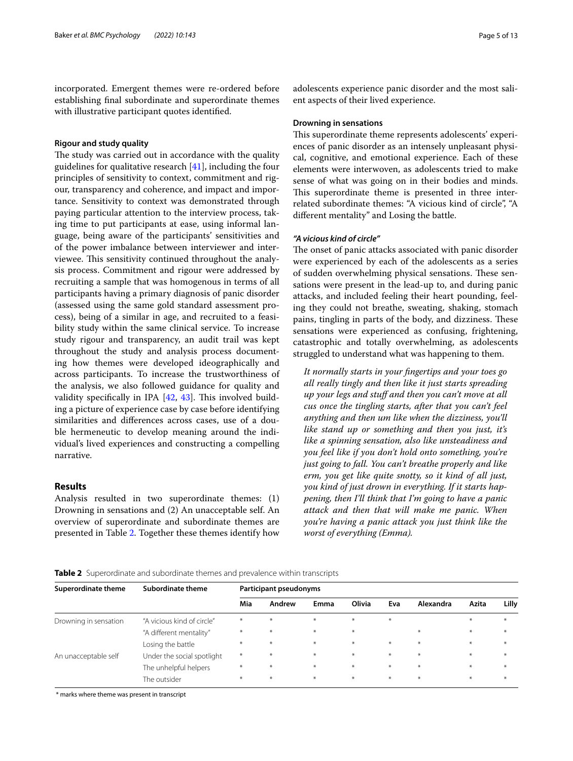incorporated. Emergent themes were re-ordered before establishing final subordinate and superordinate themes with illustrative participant quotes identified.

### Rigour and study quality

The study was carried out in accordance with the quality guidelines for qualitative research [41], including the four principles of sensitivity to context, commitment and rigour, transparency and coherence, and impact and importance. Sensitivity to context was demonstrated through paying particular attention to the interview process, taking time to put participants at ease, using informal language, being aware of the participants' sensitivities and of the power imbalance between interviewer and interviewee. This sensitivity continued throughout the analysis process. Commitment and rigour were addressed by recruiting a sample that was homogenous in terms of all participants having a primary diagnosis of panic disorder (assessed using the same gold standard assessment process), being of a similar in age, and recruited to a feasibility study within the same clinical service. To increase study rigour and transparency, an audit trail was kept throughout the study and analysis process documenting how themes were developed ideographically and across participants. To increase the trustworthiness of the analysis, we also followed guidance for quality and validity specifically in IPA [42, 43]. This involved building a picture of experience case by case before identifying similarities and differences across cases, use of a double hermeneutic to develop meaning around the individual's lived experiences and constructing a compelling narrative.

## Results

Analysis resulted in two superordinate themes: (1) Drowning in sensations and (2) An unacceptable self. An overview of superordinate and subordinate themes are presented in Table 2. Together these themes identify how adolescents experience panic disorder and the most salient aspects of their lived experience.

### Drowning in sensations

This superordinate theme represents adolescents' experiences of panic disorder as an intensely unpleasant physical, cognitive, and emotional experience. Each of these elements were interwoven, as adolescents tried to make sense of what was going on in their bodies and minds. This superordinate theme is presented in three interrelated subordinate themes: "A vicious kind of circle", "A different mentality" and Losing the battle.

#### *"A vicious kind of circle"*

The onset of panic attacks associated with panic disorder were experienced by each of the adolescents as a series of sudden overwhelming physical sensations. These sensations were present in the lead-up to, and during panic attacks, and included feeling their heart pounding, feeling they could not breathe, sweating, shaking, stomach pains, tingling in parts of the body, and dizziness. These sensations were experienced as confusing, frightening, catastrophic and totally overwhelming, as adolescents struggled to understand what was happening to them.

> *It normally starts in your fingertips and your toes go all really tingly and then like it just starts spreading up your legs and stuff and then you can't move at all cus once the tingling starts, after that you can't feel anything and then um like when the dizziness, you'll like stand up or something and then you just, it's like a spinning sensation, also like unsteadiness and you feel like if you don't hold onto something, you're just going to fall. You can't breathe properly and like erm, you get like quite snotty, so it kind of all just, you kind of just drown in everything. If it starts happening, then I'll think that I'm going to have a panic attack and then that will make me panic. When you're having a panic attack you just think like the worst of everything (Emma).*

**Table 2** Superordinate and subordinate themes and prevalence within transcripts

| Superordinate theme | Subordinate theme | Participant pseudonyms | | | | | | | |
|---|---|---|---|---|---|---|---|---|---|
| | | Mia | Andrew | Emma | Olivia | Eva | Alexandra | Azita | Lilly |
| Drowning in sensation | "A vicious kind of circle" | * | * | * | * | * | | * | * |
| | "A different mentality" | * | * | * | * | | * | * | * |
| | Losing the battle | * | * | * | * | * | * | * | * |
| An unacceptable self | Under the social spotlight | * | * | * | * | * | * | * | * |
| | The unhelpful helpers | * | * | * | * | * | * | * | * |
| | The outsider | * | * | * | * | * | * | * | * |

* marks where theme was present in transcript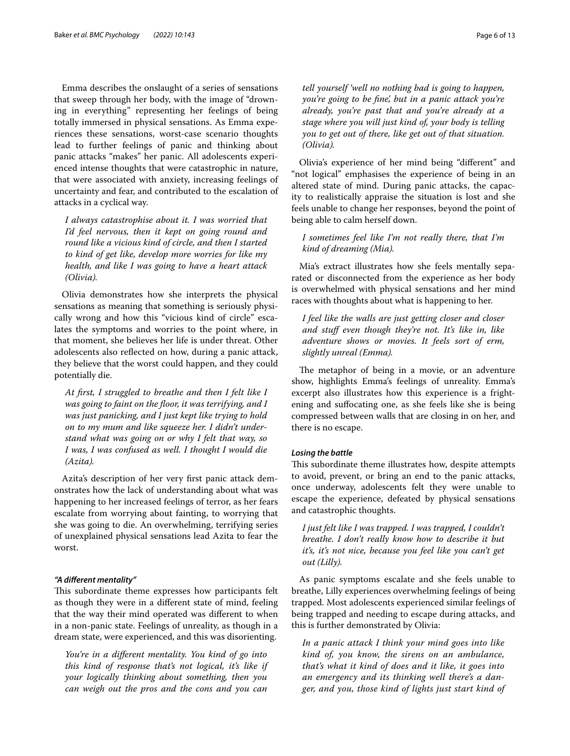Emma describes the onslaught of a series of sensations that sweep through her body, with the image of "drowning in everything" representing her feelings of being totally immersed in physical sensations. As Emma experiences these sensations, worst-case scenario thoughts lead to further feelings of panic and thinking about panic attacks "makes" her panic. All adolescents experienced intense thoughts that were catastrophic in nature, that were associated with anxiety, increasing feelings of uncertainty and fear, and contributed to the escalation of attacks in a cyclical way.

> *I always catastrophise about it. I was worried that I'd feel nervous, then it kept on going round and round like a vicious kind of circle, and then I started to kind of get like, develop more worries for like my health, and like I was going to have a heart attack (Olivia).*

Olivia demonstrates how she interprets the physical sensations as meaning that something is seriously physically wrong and how this "vicious kind of circle" escalates the symptoms and worries to the point where, in that moment, she believes her life is under threat. Other adolescents also reflected on how, during a panic attack, they believe that the worst could happen, and they could potentially die.

> *At first, I struggled to breathe and then I felt like I was going to faint on the floor, it was terrifying, and I was just panicking, and I just kept like trying to hold on to my mum and like squeeze her. I didn't understand what was going on or why I felt that way, so I was, I was confused as well. I thought I would die (Azita).*

Azita's description of her very first panic attack demonstrates how the lack of understanding about what was happening to her increased feelings of terror, as her fears escalate from worrying about fainting, to worrying that she was going to die. An overwhelming, terrifying series of unexplained physical sensations lead Azita to fear the worst.

#### *"A different mentality"*

This subordinate theme expresses how participants felt as though they were in a different state of mind, feeling that the way their mind operated was different to when in a non-panic state. Feelings of unreality, as though in a dream state, were experienced, and this was disorienting.

> *You're in a different mentality. You kind of go into this kind of response that's not logical, it's like if your logically thinking about something, then you can weigh out the pros and the cons and you can tell yourself 'well no nothing bad is going to happen, you're going to be fine', but in a panic attack you're already, you're past that and you're already at a stage where you will just kind of, your body is telling you to get out of there, like get out of that situation. (Olivia).*

Olivia's experience of her mind being "different" and "not logical" emphasises the experience of being in an altered state of mind. During panic attacks, the capacity to realistically appraise the situation is lost and she feels unable to change her responses, beyond the point of being able to calm herself down.

> *I sometimes feel like I'm not really there, that I'm kind of dreaming (Mia).*

Mia's extract illustrates how she feels mentally separated or disconnected from the experience as her body is overwhelmed with physical sensations and her mind races with thoughts about what is happening to her.

> *I feel like the walls are just getting closer and closer and stuff even though they're not. It's like in, like adventure shows or movies. It feels sort of erm, slightly unreal (Emma).*

The metaphor of being in a movie, or an adventure show, highlights Emma's feelings of unreality. Emma's excerpt also illustrates how this experience is a frightening and suffocating one, as she feels like she is being compressed between walls that are closing in on her, and there is no escape.

#### *Losing the battle*

This subordinate theme illustrates how, despite attempts to avoid, prevent, or bring an end to the panic attacks, once underway, adolescents felt they were unable to escape the experience, defeated by physical sensations and catastrophic thoughts.

> *I just felt like I was trapped. I was trapped, I couldn't breathe. I don't really know how to describe it but it's, it's not nice, because you feel like you can't get out (Lilly).*

As panic symptoms escalate and she feels unable to breathe, Lilly experiences overwhelming feelings of being trapped. Most adolescents experienced similar feelings of being trapped and needing to escape during attacks, and this is further demonstrated by Olivia:

> *In a panic attack I think your mind goes into like kind of, you know, the sirens on an ambulance, that's what it kind of does and it like, it goes into an emergency and its thinking well there's a danger, and you, those kind of lights just start kind of*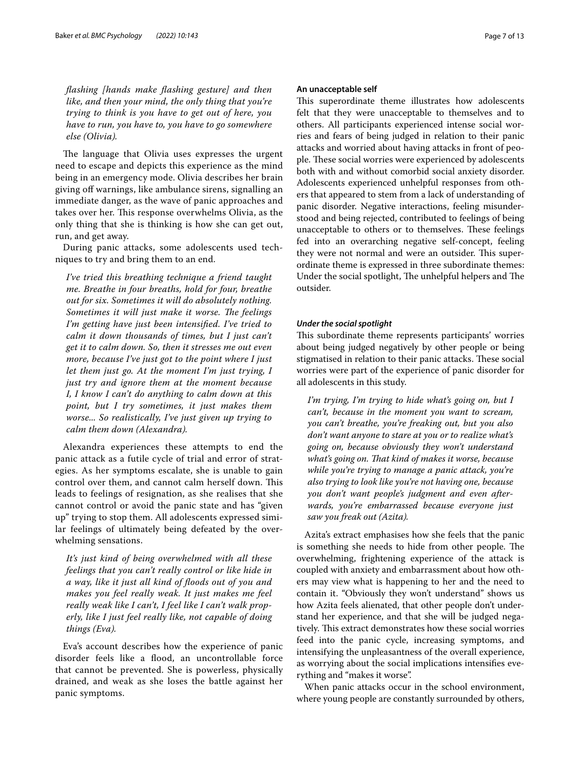*flashing [hands make flashing gesture] and then like, and then your mind, the only thing that you're trying to think is you have to get out of here, you have to run, you have to, you have to go somewhere else (Olivia).*

The language that Olivia uses expresses the urgent need to escape and depicts this experience as the mind being in an emergency mode. Olivia describes her brain giving off warnings, like ambulance sirens, signalling an immediate danger, as the wave of panic approaches and takes over her. This response overwhelms Olivia, as the only thing that she is thinking is how she can get out, run, and get away.

During panic attacks, some adolescents used techniques to try and bring them to an end.

> *I've tried this breathing technique a friend taught me. Breathe in four breaths, hold for four, breathe out for six. Sometimes it will do absolutely nothing. Sometimes it will just make it worse. The feelings I'm getting have just been intensified. I've tried to calm it down thousands of times, but I just can't get it to calm down. So, then it stresses me out even more, because I've just got to the point where I just let them just go. At the moment I'm just trying, I just try and ignore them at the moment because I, I know I can't do anything to calm down at this point, but I try sometimes, it just makes them worse... So realistically, I've just given up trying to calm them down (Alexandra).*

Alexandra experiences these attempts to end the panic attack as a futile cycle of trial and error of strategies. As her symptoms escalate, she is unable to gain control over them, and cannot calm herself down. This leads to feelings of resignation, as she realises that she cannot control or avoid the panic state and has "given up" trying to stop them. All adolescents expressed similar feelings of ultimately being defeated by the overwhelming sensations.

> *It's just kind of being overwhelmed with all these feelings that you can't really control or like hide in a way, like it just all kind of floods out of you and makes you feel really weak. It just makes me feel really weak like I can't, I feel like I can't walk properly, like I just feel really like, not capable of doing things (Eva).*

Eva's account describes how the experience of panic disorder feels like a flood, an uncontrollable force that cannot be prevented. She is powerless, physically drained, and weak as she loses the battle against her panic symptoms.

#### An unacceptable self

This superordinate theme illustrates how adolescents felt that they were unacceptable to themselves and to others. All participants experienced intense social worries and fears of being judged in relation to their panic attacks and worried about having attacks in front of people. These social worries were experienced by adolescents both with and without comorbid social anxiety disorder. Adolescents experienced unhelpful responses from others that appeared to stem from a lack of understanding of panic disorder. Negative interactions, feeling misunderstood and being rejected, contributed to feelings of being unacceptable to others or to themselves. These feelings fed into an overarching negative self-concept, feeling they were not normal and were an outsider. This superordinate theme is expressed in three subordinate themes: Under the social spotlight, The unhelpful helpers and The outsider.

##### *Under the social spotlight*

This subordinate theme represents participants' worries about being judged negatively by other people or being stigmatised in relation to their panic attacks. These social worries were part of the experience of panic disorder for all adolescents in this study.

> *I'm trying, I'm trying to hide what's going on, but I can't, because in the moment you want to scream, you can't breathe, you're freaking out, but you also don't want anyone to stare at you or to realize what's going on, because obviously they won't understand what's going on. That kind of makes it worse, because while you're trying to manage a panic attack, you're also trying to look like you're not having one, because you don't want people's judgment and even afterwards, you're embarrassed because everyone just saw you freak out (Azita).*

Azita's extract emphasises how she feels that the panic is something she needs to hide from other people. The overwhelming, frightening experience of the attack is coupled with anxiety and embarrassment about how others may view what is happening to her and the need to contain it. "Obviously they won't understand" shows us how Azita feels alienated, that other people don't understand her experience, and that she will be judged negatively. This extract demonstrates how these social worries feed into the panic cycle, increasing symptoms, and intensifying the unpleasantness of the overall experience, as worrying about the social implications intensifies everything and "makes it worse".

When panic attacks occur in the school environment, where young people are constantly surrounded by others,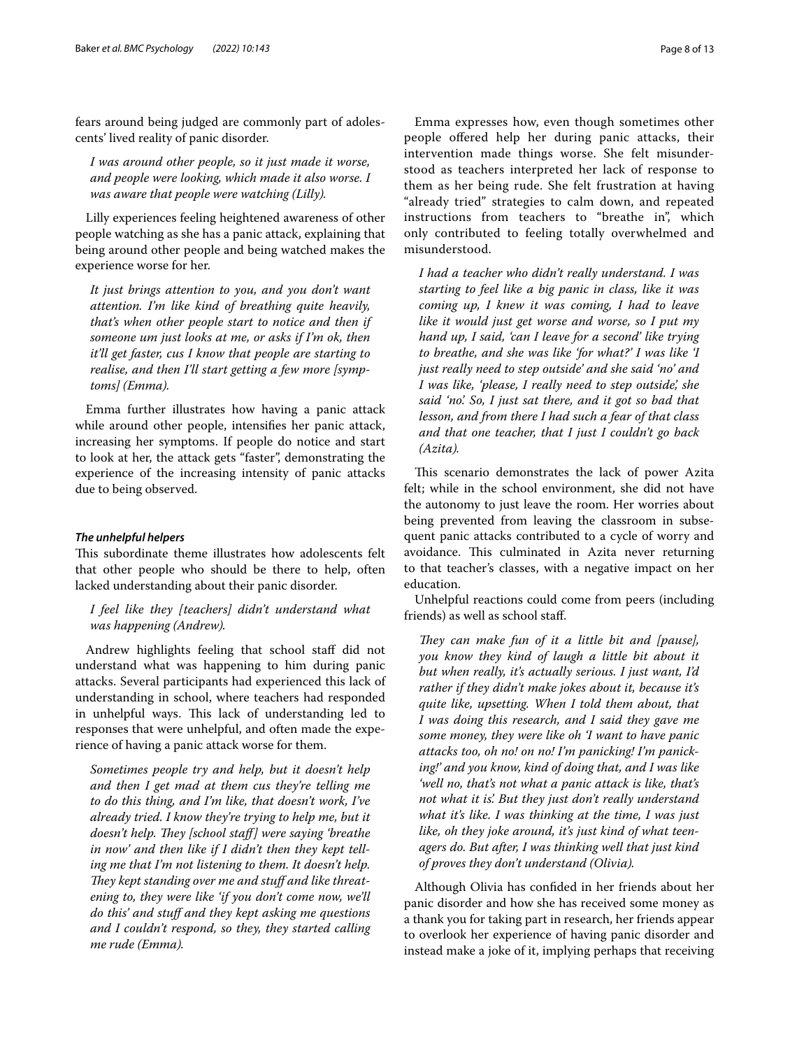fears around being judged are commonly part of adolescents' lived reality of panic disorder.

> *I was around other people, so it just made it worse, and people were looking, which made it also worse. I was aware that people were watching (Lilly).*

Lilly experiences feeling heightened awareness of other people watching as she has a panic attack, explaining that being around other people and being watched makes the experience worse for her.

> *It just brings attention to you, and you don't want attention. I'm like kind of breathing quite heavily, that's when other people start to notice and then if someone um just looks at me, or asks if I'm ok, then it'll get faster, cus I know that people are starting to realise, and then I'll start getting a few more [symptoms] (Emma).*

Emma further illustrates how having a panic attack while around other people, intensifies her panic attack, increasing her symptoms. If people do notice and start to look at her, the attack gets "faster", demonstrating the experience of the increasing intensity of panic attacks due to being observed.

#### *The unhelpful helpers*

This subordinate theme illustrates how adolescents felt that other people who should be there to help, often lacked understanding about their panic disorder.

> *I feel like they [teachers] didn't understand what was happening (Andrew).*

Andrew highlights feeling that school staff did not understand what was happening to him during panic attacks. Several participants had experienced this lack of understanding in school, where teachers had responded in unhelpful ways. This lack of understanding led to responses that were unhelpful, and often made the experience of having a panic attack worse for them.

> *Sometimes people try and help, but it doesn't help and then I get mad at them cus they're telling me to do this thing, and I'm like, that doesn't work, I've already tried. I know they're trying to help me, but it doesn't help. They [school staff] were saying 'breathe in now' and then like if I didn't then they kept telling me that I'm not listening to them. It doesn't help. They kept standing over me and stuff and like threatening to, they were like 'if you don't come now, we'll do this' and stuff and they kept asking me questions and I couldn't respond, so they, they started calling me rude (Emma).*

Emma expresses how, even though sometimes other people offered help her during panic attacks, their intervention made things worse. She felt misunderstood as teachers interpreted her lack of response to them as her being rude. She felt frustration at having "already tried" strategies to calm down, and repeated instructions from teachers to "breathe in", which only contributed to feeling totally overwhelmed and misunderstood.

> *I had a teacher who didn't really understand. I was starting to feel like a big panic in class, like it was coming up, I knew it was coming, I had to leave like it would just get worse and worse, so I put my hand up, I said, 'can I leave for a second' like trying to breathe, and she was like 'for what?' I was like 'I just really need to step outside' and she said 'no' and I was like, 'please, I really need to step outside', she said 'no'. So, I just sat there, and it got so bad that lesson, and from there I had such a fear of that class and that one teacher, that I just I couldn't go back (Azita).*

This scenario demonstrates the lack of power Azita felt; while in the school environment, she did not have the autonomy to just leave the room. Her worries about being prevented from leaving the classroom in subsequent panic attacks contributed to a cycle of worry and avoidance. This culminated in Azita never returning to that teacher's classes, with a negative impact on her education.

Unhelpful reactions could come from peers (including friends) as well as school staff.

> *They can make fun of it a little bit and [pause], you know they kind of laugh a little bit about it but when really, it's actually serious. I just want, I'd rather if they didn't make jokes about it, because it's quite like, upsetting. When I told them about, that I was doing this research, and I said they gave me some money, they were like oh 'I want to have panic attacks too, oh no! on no! I'm panicking! I'm panicking!' and you know, kind of doing that, and I was like 'well no, that's not what a panic attack is like, that's not what it is'. But they just don't really understand what it's like. I was thinking at the time, I was just like, oh they joke around, it's just kind of what teenagers do. But after, I was thinking well that just kind of proves they don't understand (Olivia).*

Although Olivia has confided in her friends about her panic disorder and how she has received some money as a thank you for taking part in research, her friends appear to overlook her experience of having panic disorder and instead make a joke of it, implying perhaps that receiving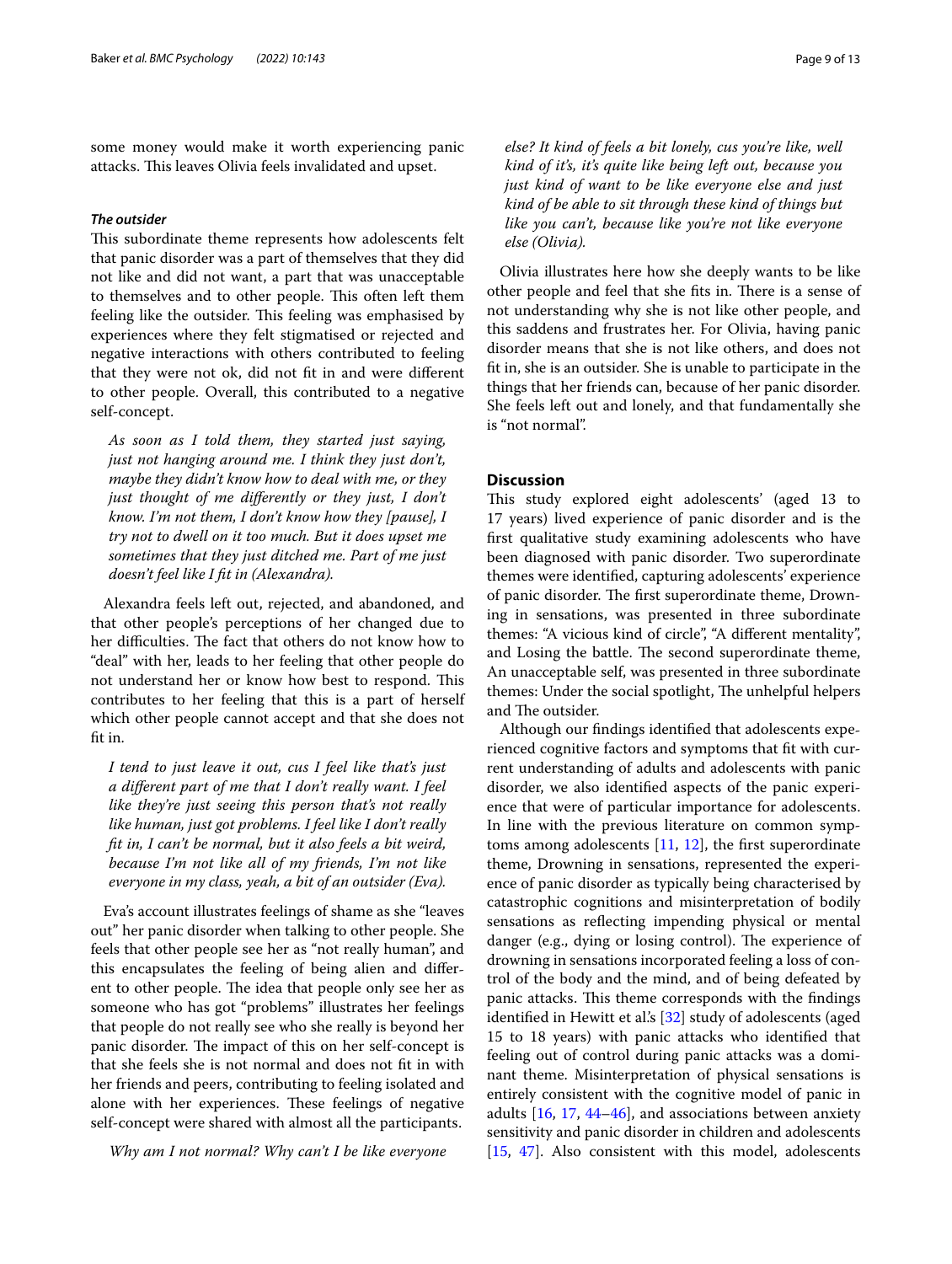some money would make it worth experiencing panic attacks. This leaves Olivia feels invalidated and upset.

#### *The outsider*

This subordinate theme represents how adolescents felt that panic disorder was a part of themselves that they did not like and did not want, a part that was unacceptable to themselves and to other people. This often left them feeling like the outsider. This feeling was emphasised by experiences where they felt stigmatised or rejected and negative interactions with others contributed to feeling that they were not ok, did not fit in and were different to other people. Overall, this contributed to a negative self-concept.

> *As soon as I told them, they started just saying, just not hanging around me. I think they just don't, maybe they didn't know how to deal with me, or they just thought of me differently or they just, I don't know. I'm not them, I don't know how they [pause], I try not to dwell on it too much. But it does upset me sometimes that they just ditched me. Part of me just doesn't feel like I fit in (Alexandra).*

Alexandra feels left out, rejected, and abandoned, and that other people's perceptions of her changed due to her difficulties. The fact that others do not know how to "deal" with her, leads to her feeling that other people do not understand her or know how best to respond. This contributes to her feeling that this is a part of herself which other people cannot accept and that she does not fit in.

> *I tend to just leave it out, cus I feel like that's just a different part of me that I don't really want. I feel like they're just seeing this person that's not really like human, just got problems. I feel like I don't really fit in, I can't be normal, but it also feels a bit weird, because I'm not like all of my friends, I'm not like everyone in my class, yeah, a bit of an outsider (Eva).*

Eva's account illustrates feelings of shame as she "leaves out" her panic disorder when talking to other people. She feels that other people see her as "not really human", and this encapsulates the feeling of being alien and different to other people. The idea that people only see her as someone who has got "problems" illustrates her feelings that people do not really see who she really is beyond her panic disorder. The impact of this on her self-concept is that she feels she is not normal and does not fit in with her friends and peers, contributing to feeling isolated and alone with her experiences. These feelings of negative self-concept were shared with almost all the participants.

> *Why am I not normal? Why can't I be like everyone else? It kind of feels a bit lonely, cus you're like, well kind of it's, it's quite like being left out, because you just kind of want to be like everyone else and just kind of be able to sit through these kind of things but like you can't, because like you're not like everyone else (Olivia).*

Olivia illustrates here how she deeply wants to be like other people and feel that she fits in. There is a sense of not understanding why she is not like other people, and this saddens and frustrates her. For Olivia, having panic disorder means that she is not like others, and does not fit in, she is an outsider. She is unable to participate in the things that her friends can, because of her panic disorder. She feels left out and lonely, and that fundamentally she is "not normal".

## Discussion

This study explored eight adolescents' (aged 13 to 17 years) lived experience of panic disorder and is the first qualitative study examining adolescents who have been diagnosed with panic disorder. Two superordinate themes were identified, capturing adolescents' experience of panic disorder. The first superordinate theme, Drowning in sensations, was presented in three subordinate themes: "A vicious kind of circle", "A different mentality", and Losing the battle. The second superordinate theme, An unacceptable self, was presented in three subordinate themes: Under the social spotlight, The unhelpful helpers and The outsider.

Although our findings identified that adolescents experienced cognitive factors and symptoms that fit with current understanding of adults and adolescents with panic disorder, we also identified aspects of the panic experience that were of particular importance for adolescents. In line with the previous literature on common symptoms among adolescents [11, 12], the first superordinate theme, Drowning in sensations, represented the experience of panic disorder as typically being characterised by catastrophic cognitions and misinterpretation of bodily sensations as reflecting impending physical or mental danger (e.g., dying or losing control). The experience of drowning in sensations incorporated feeling a loss of control of the body and the mind, and of being defeated by panic attacks. This theme corresponds with the findings identified in Hewitt et al.'s [32] study of adolescents (aged 15 to 18 years) with panic attacks who identified that feeling out of control during panic attacks was a dominant theme. Misinterpretation of physical sensations is entirely consistent with the cognitive model of panic in adults [16, 17, 44–46], and associations between anxiety sensitivity and panic disorder in children and adolescents [15, 47]. Also consistent with this model, adolescents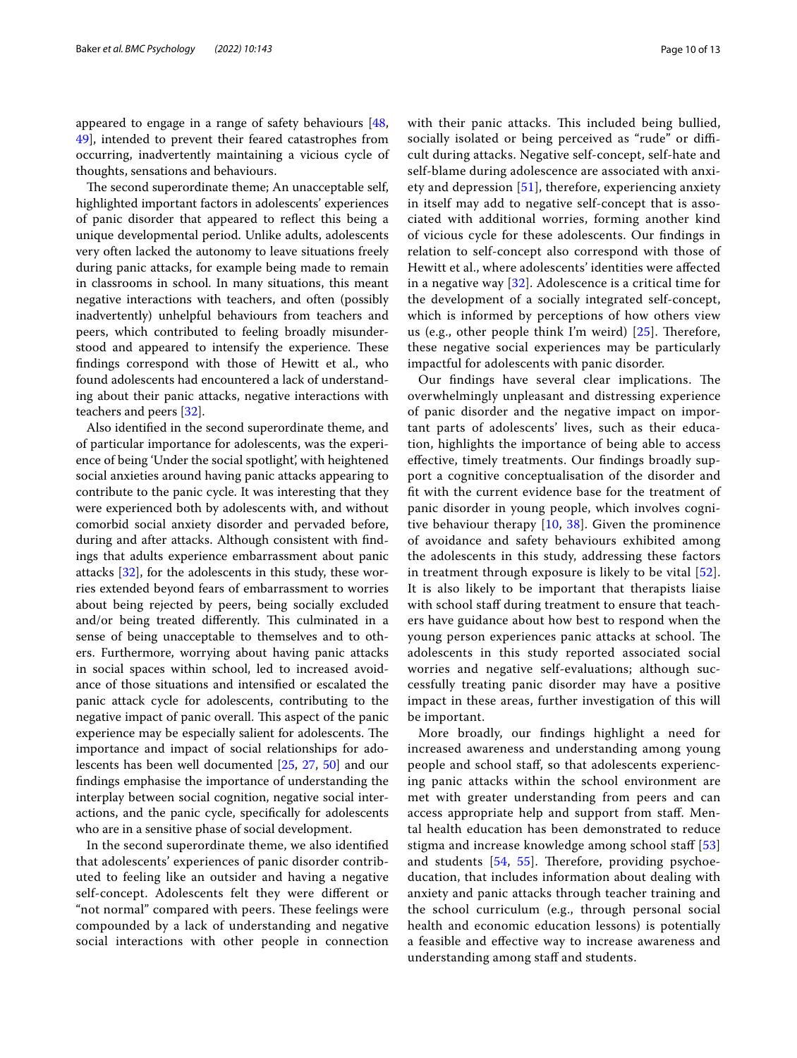appeared to engage in a range of safety behaviours [48, 49], intended to prevent their feared catastrophes from occurring, inadvertently maintaining a vicious cycle of thoughts, sensations and behaviours.

The second superordinate theme; An unacceptable self, highlighted important factors in adolescents' experiences of panic disorder that appeared to reflect this being a unique developmental period. Unlike adults, adolescents very often lacked the autonomy to leave situations freely during panic attacks, for example being made to remain in classrooms in school. In many situations, this meant negative interactions with teachers, and often (possibly inadvertently) unhelpful behaviours from teachers and peers, which contributed to feeling broadly misunderstood and appeared to intensify the experience. These findings correspond with those of Hewitt et al., who found adolescents had encountered a lack of understanding about their panic attacks, negative interactions with teachers and peers [32].

Also identified in the second superordinate theme, and of particular importance for adolescents, was the experience of being 'Under the social spotlight', with heightened social anxieties around having panic attacks appearing to contribute to the panic cycle. It was interesting that they were experienced both by adolescents with, and without comorbid social anxiety disorder and pervaded before, during and after attacks. Although consistent with findings that adults experience embarrassment about panic attacks [32], for the adolescents in this study, these worries extended beyond fears of embarrassment to worries about being rejected by peers, being socially excluded and/or being treated differently. This culminated in a sense of being unacceptable to themselves and to others. Furthermore, worrying about having panic attacks in social spaces within school, led to increased avoidance of those situations and intensified or escalated the panic attack cycle for adolescents, contributing to the negative impact of panic overall. This aspect of the panic experience may be especially salient for adolescents. The importance and impact of social relationships for adolescents has been well documented [25, 27, 50] and our findings emphasise the importance of understanding the interplay between social cognition, negative social interactions, and the panic cycle, specifically for adolescents who are in a sensitive phase of social development.

In the second superordinate theme, we also identified that adolescents' experiences of panic disorder contributed to feeling like an outsider and having a negative self-concept. Adolescents felt they were different or "not normal" compared with peers. These feelings were compounded by a lack of understanding and negative social interactions with other people in connection with their panic attacks. This included being bullied, socially isolated or being perceived as "rude" or difficult during attacks. Negative self-concept, self-hate and self-blame during adolescence are associated with anxiety and depression [51], therefore, experiencing anxiety in itself may add to negative self-concept that is associated with additional worries, forming another kind of vicious cycle for these adolescents. Our findings in relation to self-concept also correspond with those of Hewitt et al., where adolescents' identities were affected in a negative way [32]. Adolescence is a critical time for the development of a socially integrated self-concept, which is informed by perceptions of how others view us (e.g., other people think I'm weird) [25]. Therefore, these negative social experiences may be particularly impactful for adolescents with panic disorder.

Our findings have several clear implications. The overwhelmingly unpleasant and distressing experience of panic disorder and the negative impact on important parts of adolescents' lives, such as their education, highlights the importance of being able to access effective, timely treatments. Our findings broadly support a cognitive conceptualisation of the disorder and fit with the current evidence base for the treatment of panic disorder in young people, which involves cognitive behaviour therapy [10, 38]. Given the prominence of avoidance and safety behaviours exhibited among the adolescents in this study, addressing these factors in treatment through exposure is likely to be vital [52]. It is also likely to be important that therapists liaise with school staff during treatment to ensure that teachers have guidance about how best to respond when the young person experiences panic attacks at school. The adolescents in this study reported associated social worries and negative self-evaluations; although successfully treating panic disorder may have a positive impact in these areas, further investigation of this will be important.

More broadly, our findings highlight a need for increased awareness and understanding among young people and school staff, so that adolescents experiencing panic attacks within the school environment are met with greater understanding from peers and can access appropriate help and support from staff. Mental health education has been demonstrated to reduce stigma and increase knowledge among school staff [53] and students [54, 55]. Therefore, providing psychoeducation, that includes information about dealing with anxiety and panic attacks through teacher training and the school curriculum (e.g., through personal social health and economic education lessons) is potentially a feasible and effective way to increase awareness and understanding among staff and students.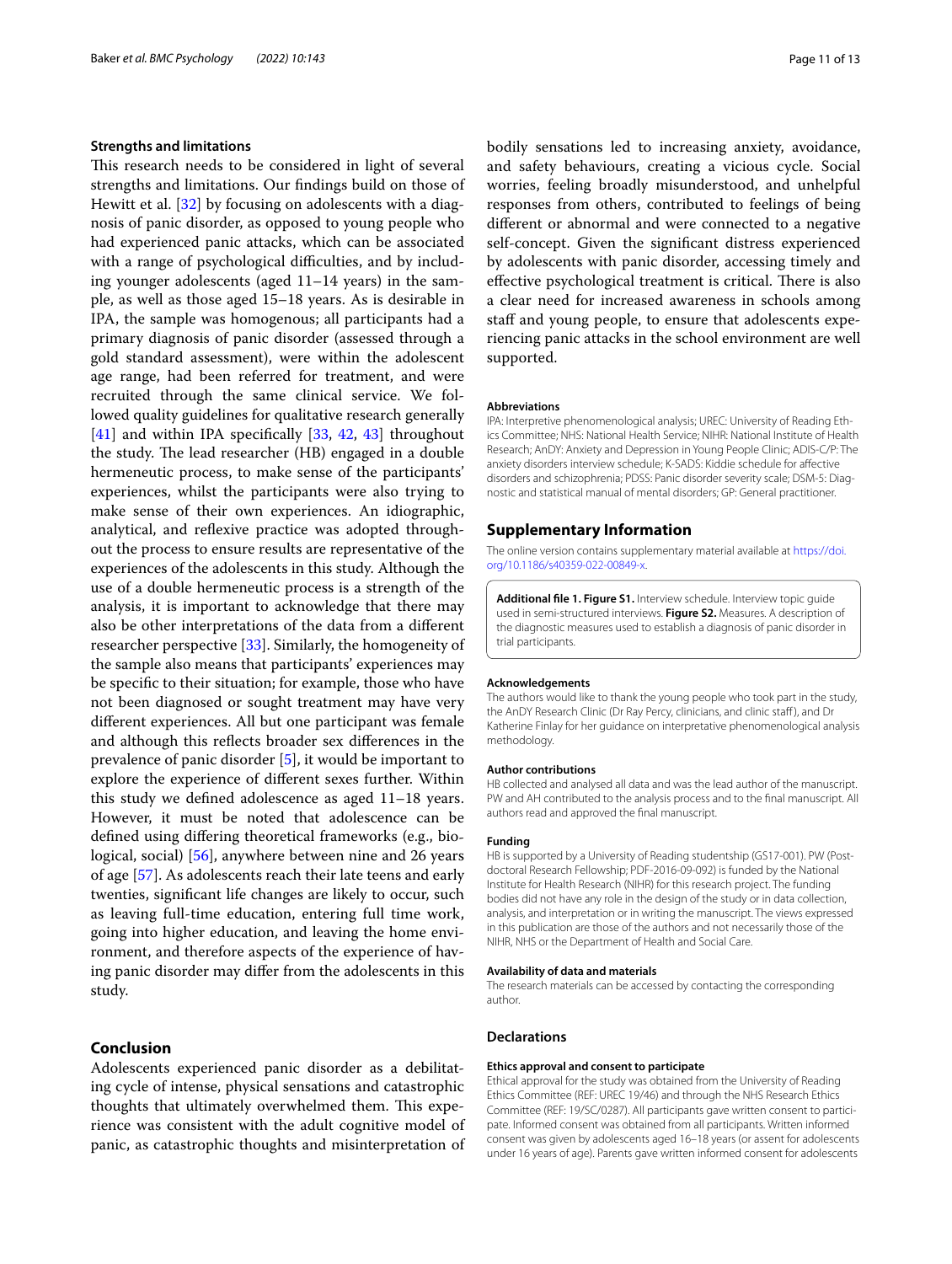### Strengths and limitations

This research needs to be considered in light of several strengths and limitations. Our findings build on those of Hewitt et al. [32] by focusing on adolescents with a diagnosis of panic disorder, as opposed to young people who had experienced panic attacks, which can be associated with a range of psychological difficulties, and by including younger adolescents (aged 11–14 years) in the sample, as well as those aged 15–18 years. As is desirable in IPA, the sample was homogenous; all participants had a primary diagnosis of panic disorder (assessed through a gold standard assessment), were within the adolescent age range, had been referred for treatment, and were recruited through the same clinical service. We followed quality guidelines for qualitative research generally [41] and within IPA specifically [33, 42, 43] throughout the study. The lead researcher (HB) engaged in a double hermeneutic process, to make sense of the participants' experiences, whilst the participants were also trying to make sense of their own experiences. An idiographic, analytical, and reflexive practice was adopted throughout the process to ensure results are representative of the experiences of the adolescents in this study. Although the use of a double hermeneutic process is a strength of the analysis, it is important to acknowledge that there may also be other interpretations of the data from a different researcher perspective [33]. Similarly, the homogeneity of the sample also means that participants' experiences may be specific to their situation; for example, those who have not been diagnosed or sought treatment may have very different experiences. All but one participant was female and although this reflects broader sex differences in the prevalence of panic disorder [5], it would be important to explore the experience of different sexes further. Within this study we defined adolescence as aged 11–18 years. However, it must be noted that adolescence can be defined using differing theoretical frameworks (e.g., biological, social) [56], anywhere between nine and 26 years of age [57]. As adolescents reach their late teens and early twenties, significant life changes are likely to occur, such as leaving full-time education, entering full time work, going into higher education, and leaving the home environment, and therefore aspects of the experience of having panic disorder may differ from the adolescents in this study.

## Conclusion

Adolescents experienced panic disorder as a debilitating cycle of intense, physical sensations and catastrophic thoughts that ultimately overwhelmed them. This experience was consistent with the adult cognitive model of panic, as catastrophic thoughts and misinterpretation of bodily sensations led to increasing anxiety, avoidance, and safety behaviours, creating a vicious cycle. Social worries, feeling broadly misunderstood, and unhelpful responses from others, contributed to feelings of being different or abnormal and were connected to a negative self-concept. Given the significant distress experienced by adolescents with panic disorder, accessing timely and effective psychological treatment is critical. There is also a clear need for increased awareness in schools among staff and young people, to ensure that adolescents experiencing panic attacks in the school environment are well supported.

#### Abbreviations

IPA: Interpretive phenomenological analysis; UREC: University of Reading Ethics Committee; NHS: National Health Service; NIHR: National Institute of Health Research; AnDY: Anxiety and Depression in Young People Clinic; ADIS-C/P: The anxiety disorders interview schedule; K-SADS: Kiddie schedule for affective disorders and schizophrenia; PDSS: Panic disorder severity scale; DSM-5: Diagnostic and statistical manual of mental disorders; GP: General practitioner.

## Supplementary Information

The online version contains supplementary material available at https://doi.org/10.1186/s40359-022-00849-x.

**Additional file 1. Figure S1.** Interview schedule. Interview topic guide used in semi-structured interviews. **Figure S2.** Measures. A description of the diagnostic measures used to establish a diagnosis of panic disorder in trial participants.

#### Acknowledgements

The authors would like to thank the young people who took part in the study, the AnDY Research Clinic (Dr Ray Percy, clinicians, and clinic staff), and Dr Katherine Finlay for her guidance on interpretative phenomenological analysis methodology.

#### Author contributions

HB collected and analysed all data and was the lead author of the manuscript. PW and AH contributed to the analysis process and to the final manuscript. All authors read and approved the final manuscript.

#### Funding

HB is supported by a University of Reading studentship (GS17-001). PW (Postdoctoral Research Fellowship; PDF-2016-09-092) is funded by the National Institute for Health Research (NIHR) for this research project. The funding bodies did not have any role in the design of the study or in data collection, analysis, and interpretation or in writing the manuscript. The views expressed in this publication are those of the authors and not necessarily those of the NIHR, NHS or the Department of Health and Social Care.

#### Availability of data and materials

The research materials can be accessed by contacting the corresponding author.

### Declarations

#### Ethics approval and consent to participate

Ethical approval for the study was obtained from the University of Reading Ethics Committee (REF: UREC 19/46) and through the NHS Research Ethics Committee (REF: 19/SC/0287). All participants gave written consent to participate. Informed consent was obtained from all participants. Written informed consent was given by adolescents aged 16–18 years (or assent for adolescents under 16 years of age). Parents gave written informed consent for adolescents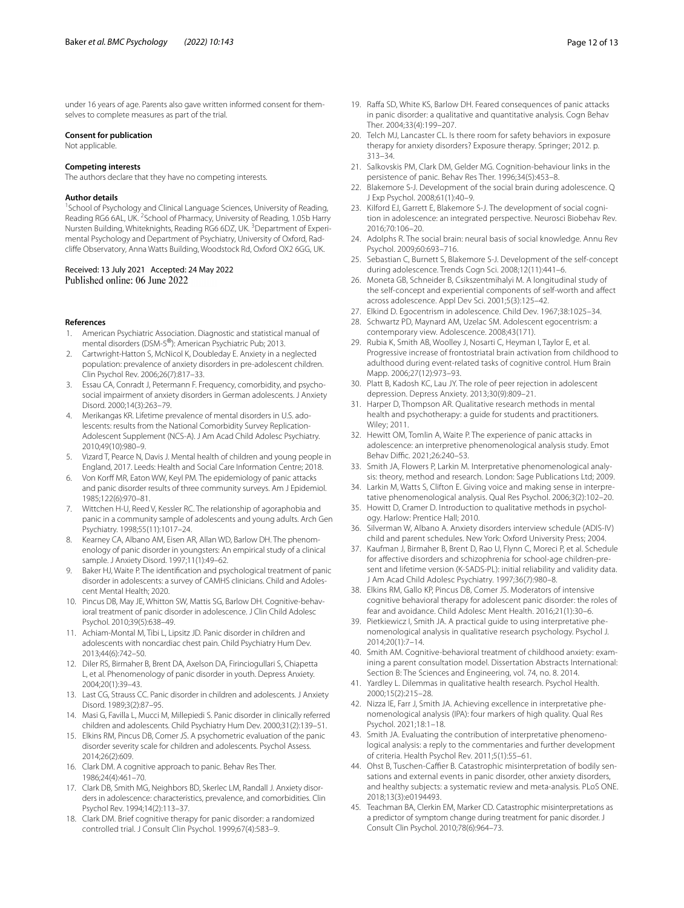under 16 years of age. Parents also gave written informed consent for themselves to complete measures as part of the trial.

### Consent for publication

Not applicable.

### Competing interests

The authors declare that they have no competing interests.

### Author details

[1] School of Psychology and Clinical Language Sciences, University of Reading, Reading RG6 6AL, UK. [2] School of Pharmacy, University of Reading, 1.05b Harry Nursten Building, Whiteknights, Reading RG6 6DZ, UK. [3] Department of Experimental Psychology and Department of Psychiatry, University of Oxford, Radcliffe Observatory, Anna Watts Building, Woodstock Rd, Oxford OX2 6GG, UK.

Received: 13 July 2021 Accepted: 24 May 2022
Published online: 06 June 2022

## References

1. American Psychiatric Association. Diagnostic and statistical manual of mental disorders (DSM-5®): American Psychiatric Pub; 2013.
2. Cartwright-Hatton S, McNicol K, Doubleday E. Anxiety in a neglected population: prevalence of anxiety disorders in pre-adolescent children. Clin Psychol Rev. 2006;26(7):817–33.
3. Essau CA, Conradt J, Petermann F. Frequency, comorbidity, and psychosocial impairment of anxiety disorders in German adolescents. J Anxiety Disord. 2000;14(3):263–79.
4. Merikangas KR. Lifetime prevalence of mental disorders in U.S. adolescents: results from the National Comorbidity Survey Replication-Adolescent Supplement (NCS-A). J Am Acad Child Adolesc Psychiatry. 2010;49(10):980–9.
5. Vizard T, Pearce N, Davis J. Mental health of children and young people in England, 2017. Leeds: Health and Social Care Information Centre; 2018.
6. Von Korff MR, Eaton WW, Keyl PM. The epidemiology of panic attacks and panic disorder results of three community surveys. Am J Epidemiol. 1985;122(6):970–81.
7. Wittchen H-U, Reed V, Kessler RC. The relationship of agoraphobia and panic in a community sample of adolescents and young adults. Arch Gen Psychiatry. 1998;55(11):1017–24.
8. Kearney CA, Albano AM, Eisen AR, Allan WD, Barlow DH. The phenomenology of panic disorder in youngsters: An empirical study of a clinical sample. J Anxiety Disord. 1997;11(1):49–62.
9. Baker HJ, Waite P. The identification and psychological treatment of panic disorder in adolescents: a survey of CAMHS clinicians. Child and Adolescent Mental Health; 2020.
10. Pincus DB, May JE, Whitton SW, Mattis SG, Barlow DH. Cognitive-behavioral treatment of panic disorder in adolescence. J Clin Child Adolesc Psychol. 2010;39(5):638–49.
11. Achiam-Montal M, Tibi L, Lipsitz JD. Panic disorder in children and adolescents with noncardiac chest pain. Child Psychiatry Hum Dev. 2013;44(6):742–50.
12. Diler RS, Birmaher B, Brent DA, Axelson DA, Firinciogullari S, Chiapetta L, et al. Phenomenology of panic disorder in youth. Depress Anxiety. 2004;20(1):39–43.
13. Last CG, Strauss CC. Panic disorder in children and adolescents. J Anxiety Disord. 1989;3(2):87–95.
14. Masi G, Favilla L, Mucci M, Millepiedi S. Panic disorder in clinically referred children and adolescents. Child Psychiatry Hum Dev. 2000;31(2):139–51.
15. Elkins RM, Pincus DB, Comer JS. A psychometric evaluation of the panic disorder severity scale for children and adolescents. Psychol Assess. 2014;26(2):609.
16. Clark DM. A cognitive approach to panic. Behav Res Ther. 1986;24(4):461–70.
17. Clark DB, Smith MG, Neighbors BD, Skerlec LM, Randall J. Anxiety disorders in adolescence: characteristics, prevalence, and comorbidities. Clin Psychol Rev. 1994;14(2):113–37.
18. Clark DM. Brief cognitive therapy for panic disorder: a randomized controlled trial. J Consult Clin Psychol. 1999;67(4):583–9.
19. Raffa SD, White KS, Barlow DH. Feared consequences of panic attacks in panic disorder: a qualitative and quantitative analysis. Cogn Behav Ther. 2004;33(4):199–207.
20. Telch MJ, Lancaster CL. Is there room for safety behaviors in exposure therapy for anxiety disorders? Exposure therapy. Springer; 2012. p. 313–34.
21. Salkovskis PM, Clark DM, Gelder MG. Cognition-behaviour links in the persistence of panic. Behav Res Ther. 1996;34(5):453–8.
22. Blakemore S-J. Development of the social brain during adolescence. Q J Exp Psychol. 2008;61(1):40–9.
23. Kilford EJ, Garrett E, Blakemore S-J. The development of social cognition in adolescence: an integrated perspective. Neurosci Biobehav Rev. 2016;70:106–20.
24. Adolphs R. The social brain: neural basis of social knowledge. Annu Rev Psychol. 2009;60:693–716.
25. Sebastian C, Burnett S, Blakemore S-J. Development of the self-concept during adolescence. Trends Cogn Sci. 2008;12(11):441–6.
26. Moneta GB, Schneider B, Csikszentmihalyi M. A longitudinal study of the self-concept and experiential components of self-worth and affect across adolescence. Appl Dev Sci. 2001;5(3):125–42.
27. Elkind D. Egocentrism in adolescence. Child Dev. 1967;38:1025–34.
28. Schwartz PD, Maynard AM, Uzelac SM. Adolescent egocentrism: a contemporary view. Adolescence. 2008;43(171).
29. Rubia K, Smith AB, Woolley J, Nosarti C, Heyman I, Taylor E, et al. Progressive increase of frontostriatal brain activation from childhood to adulthood during event-related tasks of cognitive control. Hum Brain Mapp. 2006;27(12):973–93.
30. Platt B, Kadosh KC, Lau JY. The role of peer rejection in adolescent depression. Depress Anxiety. 2013;30(9):809–21.
31. Harper D, Thompson AR. Qualitative research methods in mental health and psychotherapy: a guide for students and practitioners. Wiley; 2011.
32. Hewitt OM, Tomlin A, Waite P. The experience of panic attacks in adolescence: an interpretative phenomenological analysis study. Emot Behav Diffic. 2021;26:240–53.
33. Smith JA, Flowers P, Larkin M. Interpretative phenomenological analysis: theory, method and research. London: Sage Publications Ltd; 2009.
34. Larkin M, Watts S, Clifton E. Giving voice and making sense in interpretative phenomenological analysis. Qual Res Psychol. 2006;3(2):102–20.
35. Howitt D, Cramer D. Introduction to qualitative methods in psychology. Harlow: Prentice Hall; 2010.
36. Silverman W, Albano A. Anxiety disorders interview schedule (ADIS-IV) child and parent schedules. New York: Oxford University Press; 2004.
37. Kaufman J, Birmaher B, Brent D, Rao U, Flynn C, Moreci P, et al. Schedule for affective disorders and schizophrenia for school-age children-present and lifetime version (K-SADS-PL): initial reliability and validity data. J Am Acad Child Adolesc Psychiatry. 1997;36(7):980–8.
38. Elkins RM, Gallo KP, Pincus DB, Comer JS. Moderators of intensive cognitive behavioral therapy for adolescent panic disorder: the roles of fear and avoidance. Child Adolesc Ment Health. 2016;21(1):30–6.
39. Pietkiewicz I, Smith JA. A practical guide to using interpretative phenomenological analysis in qualitative research psychology. Psychol J. 2014;20(1):7–14.
40. Smith AM. Cognitive-behavioral treatment of childhood anxiety: examining a parent consultation model. Dissertation Abstracts International: Section B: The Sciences and Engineering, vol. 74, no. 8. 2014.
41. Yardley L. Dilemmas in qualitative health research. Psychol Health. 2000;15(2):215–28.
42. Nizza IE, Farr J, Smith JA. Achieving excellence in interpretative phenomenological analysis (IPA): four markers of high quality. Qual Res Psychol. 2021;18:1–18.
43. Smith JA. Evaluating the contribution of interpretative phenomenological analysis: a reply to the commentaries and further development of criteria. Health Psychol Rev. 2011;5(1):55–61.
44. Ohst B, Tuschen-Caffier B. Catastrophic misinterpretation of bodily sensations and external events in panic disorder, other anxiety disorders, and healthy subjects: a systematic review and meta-analysis. PLoS ONE. 2018;13(3):e0194493.
45. Teachman BA, Clerkin EM, Marker CD. Catastrophic misinterpretations as a predictor of symptom change during treatment for panic disorder. J Consult Clin Psychol. 2010;78(6):964–73.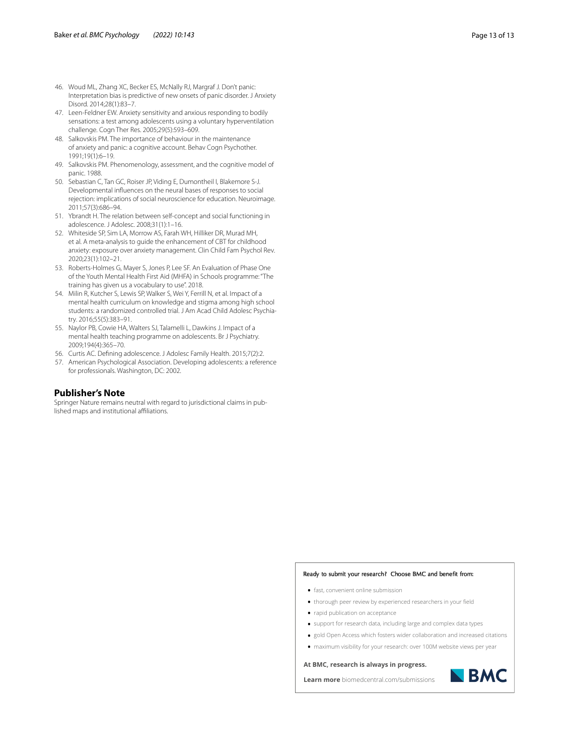46. Woud ML, Zhang XC, Becker ES, McNally RJ, Margraf J. Don't panic: Interpretation bias is predictive of new onsets of panic disorder. J Anxiety Disord. 2014;28(1):83–7.
47. Leen-Feldner EW. Anxiety sensitivity and anxious responding to bodily sensations: a test among adolescents using a voluntary hyperventilation challenge. Cogn Ther Res. 2005;29(5):593–609.
48. Salkovskis PM. The importance of behaviour in the maintenance of anxiety and panic: a cognitive account. Behav Cogn Psychother. 1991;19(1):6–19.
49. Salkovskis PM. Phenomenology, assessment, and the cognitive model of panic. 1988.
50. Sebastian C, Tan GC, Roiser JP, Viding E, Dumontheil I, Blakemore S-J. Developmental influences on the neural bases of responses to social rejection: implications of social neuroscience for education. Neuroimage. 2011;57(3):686–94.
51. Ybrandt H. The relation between self-concept and social functioning in adolescence. J Adolesc. 2008;31(1):1–16.
52. Whiteside SP, Sim LA, Morrow AS, Farah WH, Hilliker DR, Murad MH, et al. A meta-analysis to guide the enhancement of CBT for childhood anxiety: exposure over anxiety management. Clin Child Fam Psychol Rev. 2020;23(1):102–21.
53. Roberts-Holmes G, Mayer S, Jones P, Lee SF. An Evaluation of Phase One of the Youth Mental Health First Aid (MHFA) in Schools programme: "The training has given us a vocabulary to use". 2018.
54. Milin R, Kutcher S, Lewis SP, Walker S, Wei Y, Ferrill N, et al. Impact of a mental health curriculum on knowledge and stigma among high school students: a randomized controlled trial. J Am Acad Child Adolesc Psychiatry. 2016;55(5):383–91.
55. Naylor PB, Cowie HA, Walters SJ, Talamelli L, Dawkins J. Impact of a mental health teaching programme on adolescents. Br J Psychiatry. 2009;194(4):365–70.
56. Curtis AC. Defining adolescence. J Adolesc Family Health. 2015;7(2):2.
57. American Psychological Association. Developing adolescents: a reference for professionals. Washington, DC: 2002.

## Publisher's Note

Springer Nature remains neutral with regard to jurisdictional claims in published maps and institutional affiliations.

Ready to submit your research? Choose BMC and benefit from:

- fast, convenient online submission
- thorough peer review by experienced researchers in your field
- rapid publication on acceptance
- support for research data, including large and complex data types
- gold Open Access which fosters wider collaboration and increased citations
- maximum visibility for your research: over 100M website views per year

**At BMC, research is always in progress.**

**Learn more** biomedcentral.com/submissions

BMC